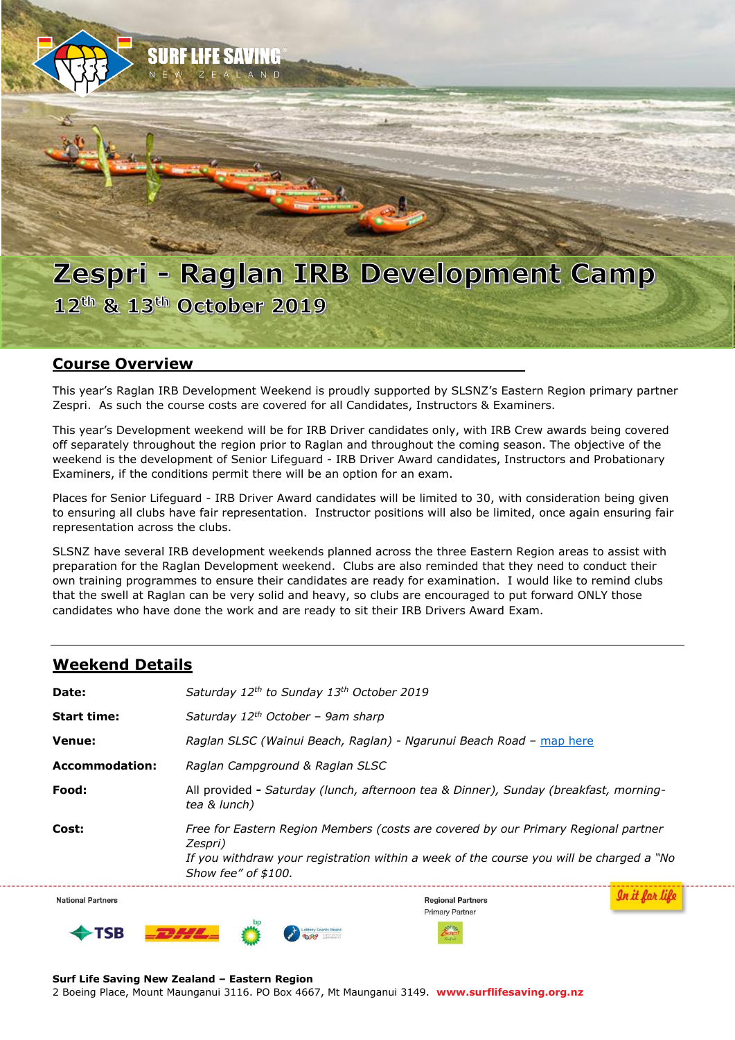# Zespri - Raglan IRB Development Camp

## 12th & 13th October 2019

## Course Overview

This year's Raglan IRB Development Weekend is proudly supported by SLSNZ's Eastern Region primary partner Zespri. As such the course costs are covered for all Candidates, Instructors & Examiners.

This year's Development weekend will be for IRB Driver candidates only, with IRB Crew awards being covered off separately throughout the region prior to Raglan and throughout the coming season. The objective of the weekend is the development of Senior Lifeguard - IRB Driver Award candidates, Instructors and Probationary Examiners, if the conditions permit there will be an option for an exam.

Places for Senior Lifeguard - IRB Driver Award candidates will be limited to 30, with consideration being given to ensuring all clubs have fair representation. Instructor positions will also be limited, once again ensuring fair representation across the clubs.

SLSNZ have several IRB development weekends planned across the three Eastern Region areas to assist with preparation for the Raglan Development weekend. Clubs are also reminded that they need to conduct their own training programmes to ensure their candidates are ready for examination. I would like to remind clubs that the swell at Raglan can be very solid and heavy, so clubs are encouraged to put forward ONLY those candidates who have done the work and are ready to sit their IRB Drivers Award Exam.

## Weekend Details

| | |
|---|---|
| **Date:** | *Saturday 12th to Sunday 13th October 2019* |
| **Start time:** | *Saturday 12th October – 9am sharp* |
| **Venue:** | *Raglan SLSC (Wainui Beach, Raglan) - Ngarunui Beach Road –* map here |
| **Accommodation:** | *Raglan Campground & Raglan SLSC* |
| **Food:** | All provided **-** *Saturday (lunch, afternoon tea & Dinner), Sunday (breakfast, morning-tea & lunch)* |
| **Cost:** | *Free for Eastern Region Members (costs are covered by our Primary Regional partner Zespri)*<br>*If you withdraw your registration within a week of the course you will be charged a "No Show fee" of $100.* |

National Partners

Regional Partners
Primary Partner

In it for life

**Surf Life Saving New Zealand – Eastern Region**
2 Boeing Place, Mount Maunganui 3116. PO Box 4667, Mt Maunganui 3149. **www.surflifesaving.org.nz**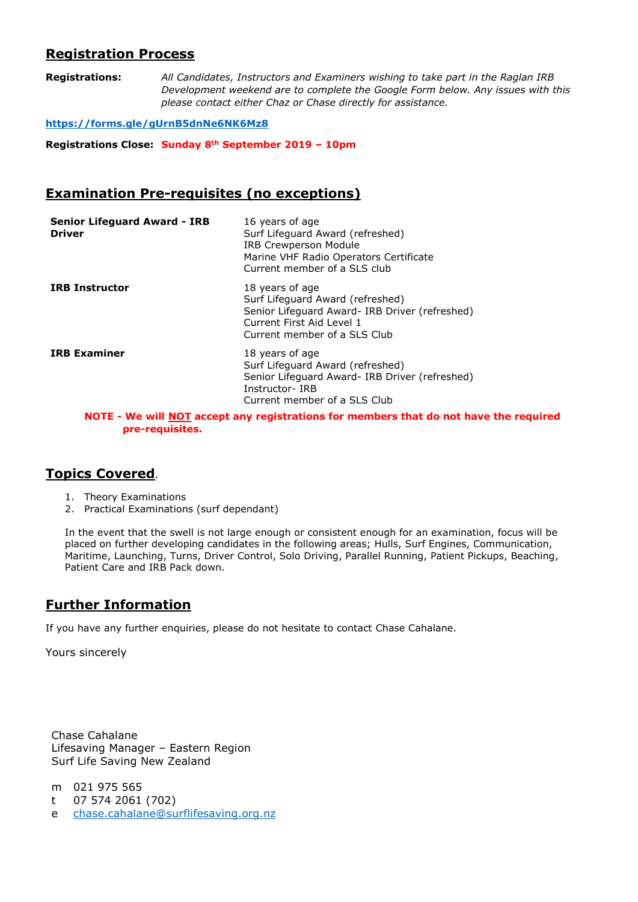## Registration Process

**Registrations:** *All Candidates, Instructors and Examiners wishing to take part in the Raglan IRB Development weekend are to complete the Google Form below. Any issues with this please contact either Chaz or Chase directly for assistance.*

**https://forms.gle/gUrnB5dnNe6NK6Mz8**

**Registrations Close: Sunday 8th September 2019 – 10pm**

## Examination Pre-requisites (no exceptions)

| | |
|---|---|
| **Senior Lifeguard Award - IRB Driver** | 16 years of age<br>Surf Lifeguard Award (refreshed)<br>IRB Crewperson Module<br>Marine VHF Radio Operators Certificate<br>Current member of a SLS club |
| **IRB Instructor** | 18 years of age<br>Surf Lifeguard Award (refreshed)<br>Senior Lifeguard Award- IRB Driver (refreshed)<br>Current First Aid Level 1<br>Current member of a SLS Club |
| **IRB Examiner** | 18 years of age<br>Surf Lifeguard Award (refreshed)<br>Senior Lifeguard Award- IRB Driver (refreshed)<br>Instructor- IRB<br>Current member of a SLS Club |

**NOTE - We will NOT accept any registrations for members that do not have the required pre-requisites.**

## Topics Covered.

1. Theory Examinations
2. Practical Examinations (surf dependant)

In the event that the swell is not large enough or consistent enough for an examination, focus will be placed on further developing candidates in the following areas; Hulls, Surf Engines, Communication, Maritime, Launching, Turns, Driver Control, Solo Driving, Parallel Running, Patient Pickups, Beaching, Patient Care and IRB Pack down.

## Further Information

If you have any further enquiries, please do not hesitate to contact Chase Cahalane.

Yours sincerely

Chase Cahalane
Lifesaving Manager – Eastern Region
Surf Life Saving New Zealand

m 021 975 565
t 07 574 2061 (702)
e chase.cahalane@surflifesaving.org.nz